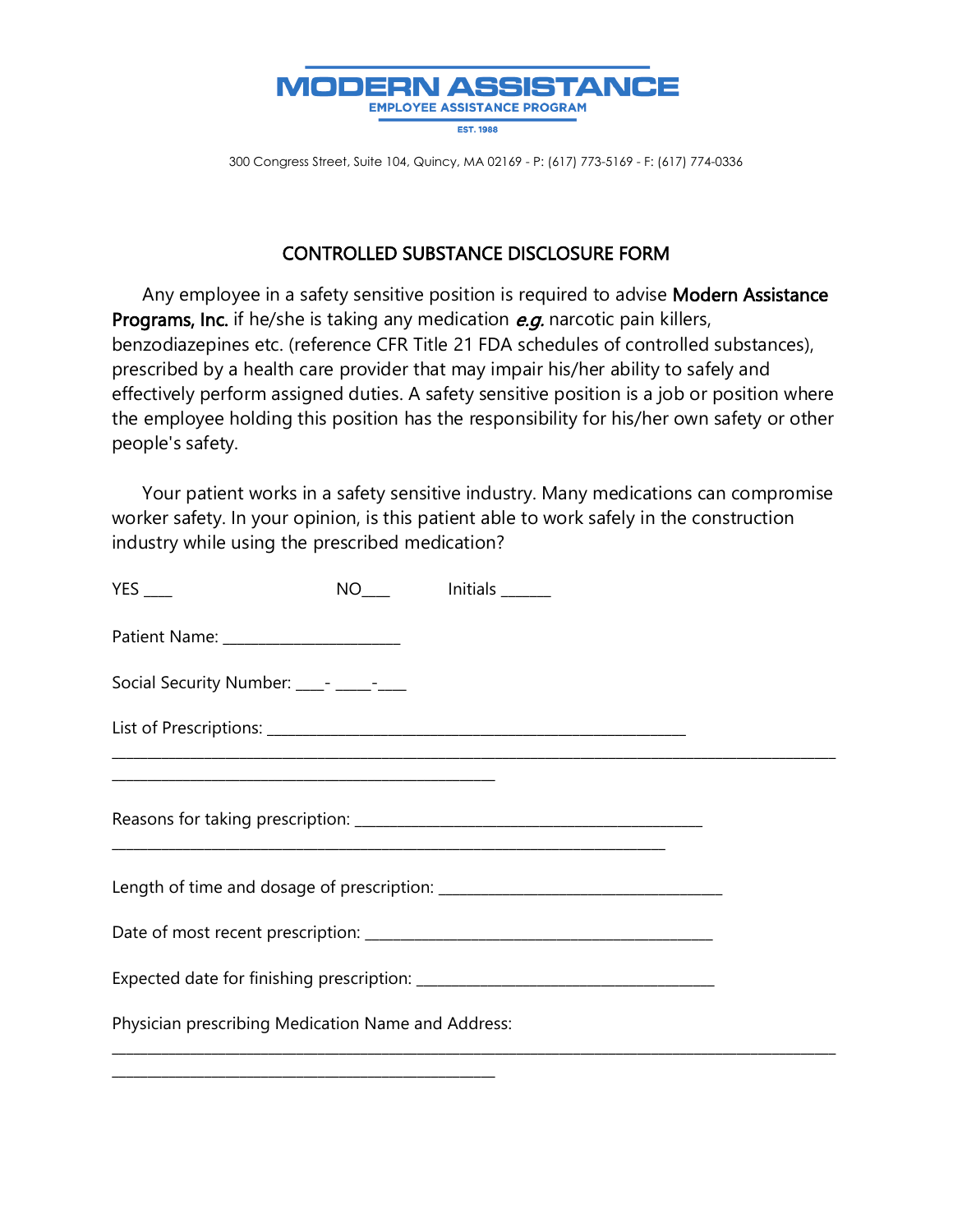# MODERN ASSISTANCE

**EMPLOYEE ASSISTANCE PROGRAM**

EST. 1988

300 Congress Street, Suite 104, Quincy, MA 02169 - P: (617) 773-5169 - F: (617) 774-0336

## CONTROLLED SUBSTANCE DISCLOSURE FORM

Any employee in a safety sensitive position is required to advise **Modern Assistance Programs, Inc.** if he/she is taking any medication ***e.g.*** narcotic pain killers, benzodiazepines etc. (reference CFR Title 21 FDA schedules of controlled substances), prescribed by a health care provider that may impair his/her ability to safely and effectively perform assigned duties. A safety sensitive position is a job or position where the employee holding this position has the responsibility for his/her own safety or other people's safety.

Your patient works in a safety sensitive industry. Many medications can compromise worker safety. In your opinion, is this patient able to work safely in the construction industry while using the prescribed medication?

YES ____ NO____ Initials ______

Patient Name: ______________________

Social Security Number: ____- _____-____

List of Prescriptions: ____________________________________________________________
__________________________________________________________________________________________
________________________________________________

Reasons for taking prescription: ___________________________________________
______________________________________________________________________

Length of time and dosage of prescription: ___________________________________

Date of most recent prescription: ___________________________________________

Expected date for finishing prescription: _____________________________________

Physician prescribing Medication Name and Address:
__________________________________________________________________________________________
________________________________________________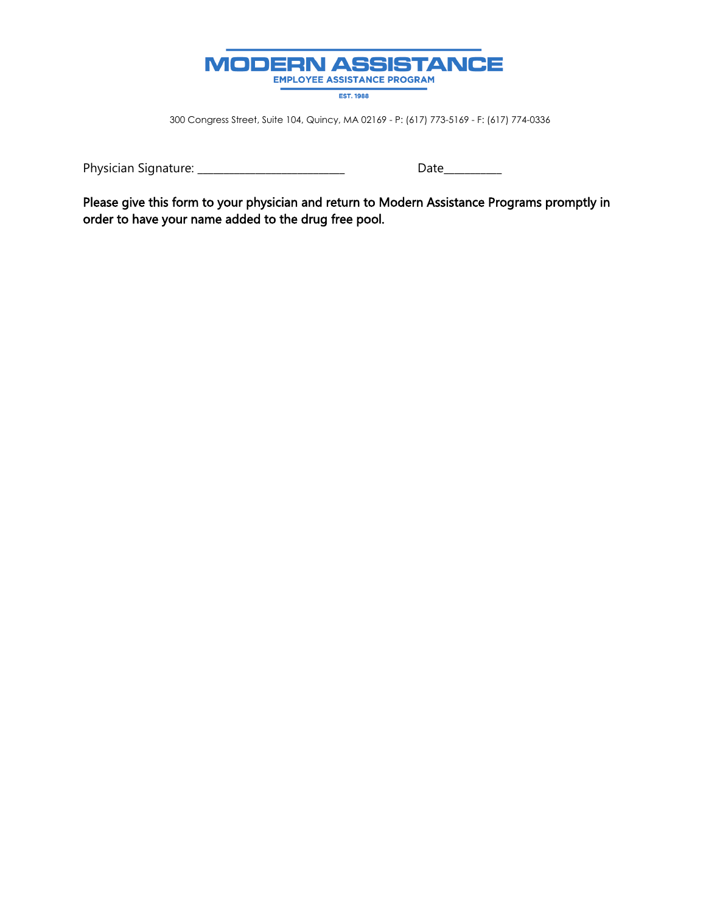# MODERN ASSISTANCE

**EMPLOYEE ASSISTANCE PROGRAM**

EST. 1988

300 Congress Street, Suite 104, Quincy, MA 02169 - P: (617) 773-5169 - F: (617) 774-0336

Physician Signature: _________________________ Date__________

**Please give this form to your physician and return to Modern Assistance Programs promptly in order to have your name added to the drug free pool.**